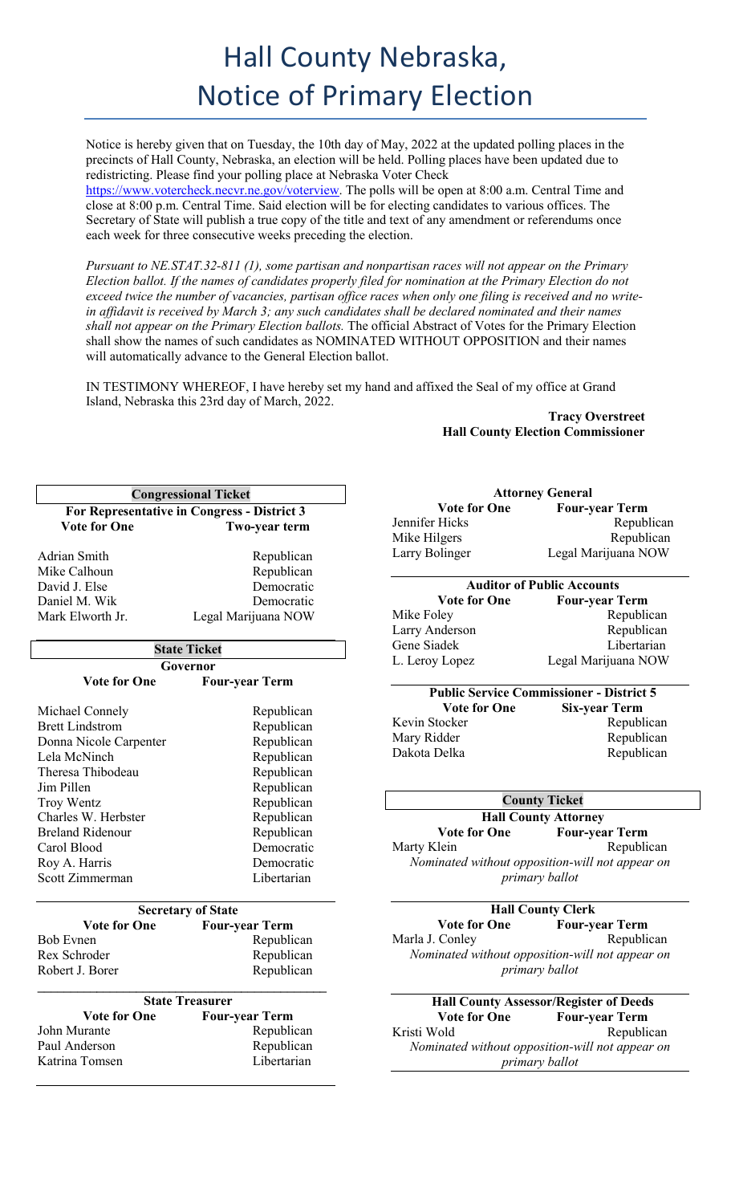# Hall County Nebraska, Notice of Primary Election

Notice is hereby given that on Tuesday, the 10th day of May, 2022 at the updated polling places in the precincts of Hall County, Nebraska, an election will be held. Polling places have been updated due to redistricting. Please find your polling place at Nebraska Voter Check https://www.votercheck.necvr.ne.gov/voterview. The polls will be open at 8:00 a.m. Central Time and close at 8:00 p.m. Central Time. Said election will be for electing candidates to various offices. The Secretary of State will publish a true copy of the title and text of any amendment or referendums once each week for three consecutive weeks preceding the election.

*Pursuant to NE.STAT.32-811 (1), some partisan and nonpartisan races will not appear on the Primary Election ballot. If the names of candidates properly filed for nomination at the Primary Election do not exceed twice the number of vacancies, partisan office races when only one filing is received and no write-in affidavit is received by March 3; any such candidates shall be declared nominated and their names shall not appear on the Primary Election ballots.* The official Abstract of Votes for the Primary Election shall show the names of such candidates as NOMINATED WITHOUT OPPOSITION and their names will automatically advance to the General Election ballot.

IN TESTIMONY WHEREOF, I have hereby set my hand and affixed the Seal of my office at Grand Island, Nebraska this 23rd day of March, 2022.

**Tracy Overstreet**
**Hall County Election Commissioner**

## Congressional Ticket

**For Representative in Congress - District 3**

| **Vote for One** | **Two-year term** |
|---|---|
| Adrian Smith | Republican |
| Mike Calhoun | Republican |
| David J. Else | Democratic |
| Daniel M. Wik | Democratic |
| Mark Elworth Jr. | Legal Marijuana NOW |

## State Ticket

**Governor**

| **Vote for One** | **Four-year Term** |
|---|---|
| Michael Connely | Republican |
| Brett Lindstrom | Republican |
| Donna Nicole Carpenter | Republican |
| Lela McNinch | Republican |
| Theresa Thibodeau | Republican |
| Jim Pillen | Republican |
| Troy Wentz | Republican |
| Charles W. Herbster | Republican |
| Breland Ridenour | Republican |
| Carol Blood | Democratic |
| Roy A. Harris | Democratic |
| Scott Zimmerman | Libertarian |

**Secretary of State**

| **Vote for One** | **Four-year Term** |
|---|---|
| Bob Evnen | Republican |
| Rex Schroder | Republican |
| Robert J. Borer | Republican |

**State Treasurer**

| **Vote for One** | **Four-year Term** |
|---|---|
| John Murante | Republican |
| Paul Anderson | Republican |
| Katrina Tomsen | Libertarian |

**Attorney General**

| **Vote for One** | **Four-year Term** |
|---|---|
| Jennifer Hicks | Republican |
| Mike Hilgers | Republican |
| Larry Bolinger | Legal Marijuana NOW |

**Auditor of Public Accounts**

| **Vote for One** | **Four-year Term** |
|---|---|
| Mike Foley | Republican |
| Larry Anderson | Republican |
| Gene Siadek | Libertarian |
| L. Leroy Lopez | Legal Marijuana NOW |

**Public Service Commissioner - District 5**

| **Vote for One** | **Six-year Term** |
|---|---|
| Kevin Stocker | Republican |
| Mary Ridder | Republican |
| Dakota Delka | Republican |

## County Ticket

**Hall County Attorney**

| **Vote for One** | **Four-year Term** |
|---|---|
| Marty Klein | Republican |

*Nominated without opposition-will not appear on primary ballot*

**Hall County Clerk**

| **Vote for One** | **Four-year Term** |
|---|---|
| Marla J. Conley | Republican |

*Nominated without opposition-will not appear on primary ballot*

**Hall County Assessor/Register of Deeds**

| **Vote for One** | **Four-year Term** |
|---|---|
| Kristi Wold | Republican |

*Nominated without opposition-will not appear on primary ballot*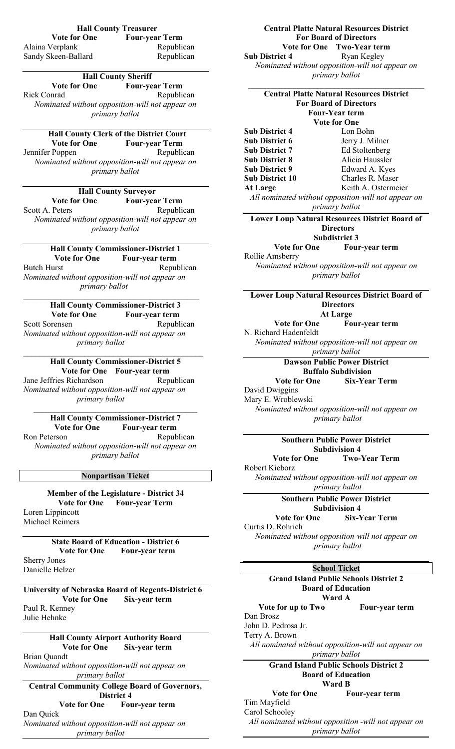**Hall County Treasurer**

**Vote for One** **Four-year Term**

Alaina Verplank Republican
Sandy Skeen-Ballard Republican

---

**Hall County Sheriff**

**Vote for One** **Four-year Term**

Rick Conrad Republican

*Nominated without opposition-will not appear on primary ballot*

---

**Hall County Clerk of the District Court**

**Vote for One** **Four-year Term**

Jennifer Poppen Republican

*Nominated without opposition-will not appear on primary ballot*

---

**Hall County Surveyor**

**Vote for One** **Four-year Term**

Scott A. Peters Republican

*Nominated without opposition-will not appear on primary ballot*

---

**Hall County Commissioner-District 1**

**Vote for One** **Four-year term**

Butch Hurst Republican

*Nominated without opposition-will not appear on primary ballot*

---

**Hall County Commissioner-District 3**

**Vote for One** **Four-year term**

Scott Sorensen Republican

*Nominated without opposition-will not appear on primary ballot*

---

**Hall County Commissioner-District 5**

**Vote for One** **Four-year term**

Jane Jeffries Richardson Republican

*Nominated without opposition-will not appear on primary ballot*

---

**Hall County Commissioner-District 7**

**Vote for One** **Four-year term**

Ron Peterson Republican

*Nominated without opposition-will not appear on primary ballot*

## Nonpartisan Ticket

**Member of the Legislature - District 34**

**Vote for One** **Four-year Term**

Loren Lippincott
Michael Reimers

---

**State Board of Education - District 6**

**Vote for One** **Four-year term**

Sherry Jones
Danielle Helzer

---

**University of Nebraska Board of Regents-District 6**

**Vote for One** **Six-year term**

Paul R. Kenney
Julie Hehnke

---

**Hall County Airport Authority Board**

**Vote for One** **Six-year term**

Brian Quandt

*Nominated without opposition-will not appear on primary ballot*

---

**Central Community College Board of Governors, District 4**

**Vote for One** **Four-year term**

Dan Quick

*Nominated without opposition-will not appear on primary ballot*

---

**Central Platte Natural Resources District For Board of Directors**

**Vote for One** **Two-Year term**

**Sub District 4** Ryan Kegley

*Nominated without opposition-will not appear on primary ballot*

---

**Central Platte Natural Resources District For Board of Directors**

**Four-Year term**

**Vote for One**

**Sub District 4** Lon Bohn
**Sub District 6** Jerry J. Milner
**Sub District 7** Ed Stoltenberg
**Sub District 8** Alicia Haussler
**Sub District 9** Edward A. Kyes
**Sub District 10** Charles R. Maser
**At Large** Keith A. Ostermeier

*All nominated without opposition-will not appear on primary ballot*

---

**Lower Loup Natural Resources District Board of Directors**

**Subdistrict 3**

**Vote for One** **Four-year term**

Rollie Amsberry

*Nominated without opposition-will not appear on primary ballot*

---

**Lower Loup Natural Resources District Board of Directors**

**At Large**

**Vote for One** **Four-year term**

N. Richard Hadenfeldt

*Nominated without opposition-will not appear on primary ballot*

---

**Dawson Public Power District**

**Buffalo Subdivision**

**Vote for One** **Six-Year Term**

David Dwiggins
Mary E. Wroblewski

*Nominated without opposition-will not appear on primary ballot*

---

**Southern Public Power District**

**Subdivision 4**

**Vote for One** **Two-Year Term**

Robert Kieborz

*Nominated without opposition-will not appear on primary ballot*

---

**Southern Public Power District**

**Subdivision 4**

**Vote for One** **Six-Year Term**

Curtis D. Rohrich

*Nominated without opposition-will not appear on primary ballot*

## School Ticket

**Grand Island Public Schools District 2 Board of Education**

**Ward A**

**Vote for up to Two** **Four-year term**

Dan Brosz
John D. Pedrosa Jr.
Terry A. Brown

*All nominated without opposition-will not appear on primary ballot*

---

**Grand Island Public Schools District 2 Board of Education**

**Ward B**

**Vote for One** **Four-year term**

Tim Mayfield
Carol Schooley

*All nominated without opposition -will not appear on primary ballot*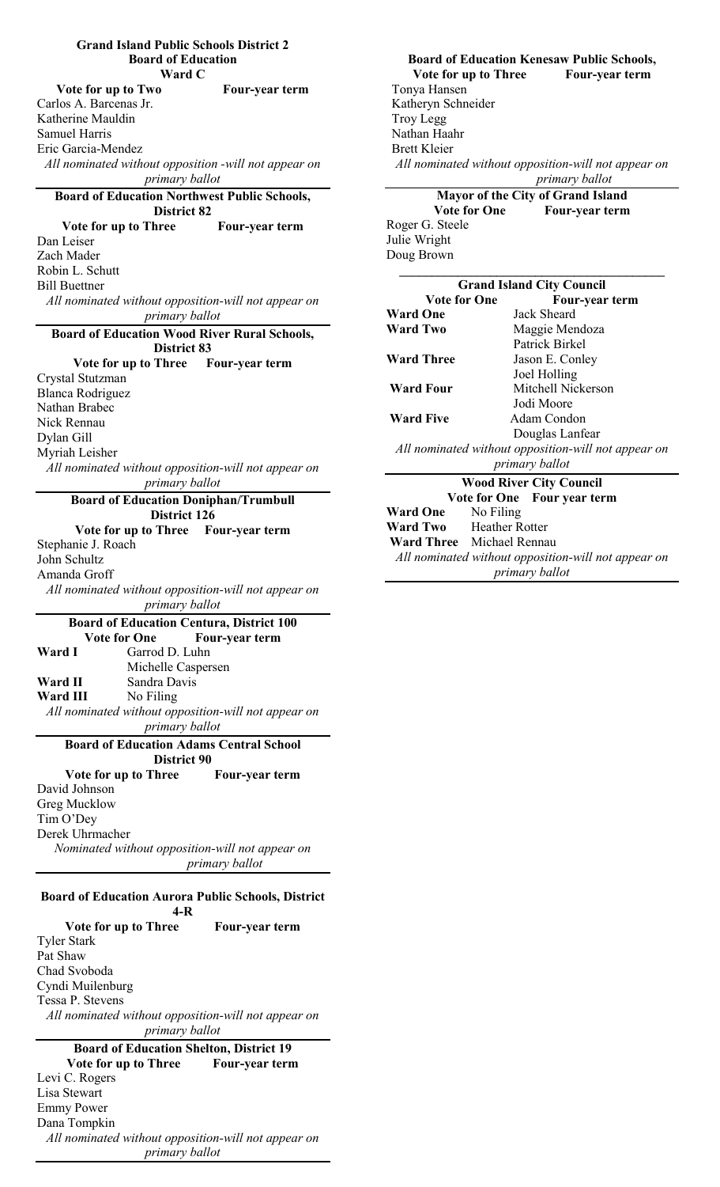**Grand Island Public Schools District 2**
**Board of Education**
**Ward C**

**Vote for up to Two** **Four-year term**

Carlos A. Barcenas Jr.
Katherine Mauldin
Samuel Harris
Eric Garcia-Mendez

*All nominated without opposition -will not appear on primary ballot*

**Board of Education Northwest Public Schools, District 82**

**Vote for up to Three** **Four-year term**

Dan Leiser
Zach Mader
Robin L. Schutt
Bill Buettner

*All nominated without opposition-will not appear on primary ballot*

**Board of Education Wood River Rural Schools, District 83**

**Vote for up to Three** **Four-year term**

Crystal Stutzman
Blanca Rodriguez
Nathan Brabec
Nick Rennau
Dylan Gill
Myriah Leisher

*All nominated without opposition-will not appear on primary ballot*

**Board of Education Doniphan/Trumbull District 126**

**Vote for up to Three** **Four-year term**

Stephanie J. Roach
John Schultz
Amanda Groff

*All nominated without opposition-will not appear on primary ballot*

**Board of Education Centura, District 100**

**Vote for One** **Four-year term**

| | |
|---|---|
| **Ward I** | Garrod D. Luhn |
| | Michelle Caspersen |
| **Ward II** | Sandra Davis |
| **Ward III** | No Filing |

*All nominated without opposition-will not appear on primary ballot*

**Board of Education Adams Central School District 90**

**Vote for up to Three** **Four-year term**

David Johnson
Greg Mucklow
Tim O'Dey
Derek Uhrmacher

*Nominated without opposition-will not appear on primary ballot*

**Board of Education Aurora Public Schools, District 4-R**

**Vote for up to Three** **Four-year term**

Tyler Stark
Pat Shaw
Chad Svoboda
Cyndi Muilenburg
Tessa P. Stevens

*All nominated without opposition-will not appear on primary ballot*

**Board of Education Shelton, District 19**

**Vote for up to Three** **Four-year term**

Levi C. Rogers
Lisa Stewart
Emmy Power
Dana Tompkin

*All nominated without opposition-will not appear on primary ballot*

**Board of Education Kenesaw Public Schools,**

**Vote for up to Three** **Four-year term**

Tonya Hansen
Katheryn Schneider
Troy Legg
Nathan Haahr
Brett Kleier

*All nominated without opposition-will not appear on primary ballot*

**Mayor of the City of Grand Island**

**Vote for One** **Four-year term**

Roger G. Steele
Julie Wright
Doug Brown

**Grand Island City Council**

**Vote for One** **Four-year term**

| | |
|---|---|
| **Ward One** | Jack Sheard |
| **Ward Two** | Maggie Mendoza |
| | Patrick Birkel |
| **Ward Three** | Jason E. Conley |
| | Joel Holling |
| **Ward Four** | Mitchell Nickerson |
| | Jodi Moore |
| **Ward Five** | Adam Condon |
| | Douglas Lanfear |

*All nominated without opposition-will not appear on primary ballot*

**Wood River City Council**

**Vote for One** **Four year term**

| | |
|---|---|
| **Ward One** | No Filing |
| **Ward Two** | Heather Rotter |
| **Ward Three** | Michael Rennau |

*All nominated without opposition-will not appear on primary ballot*